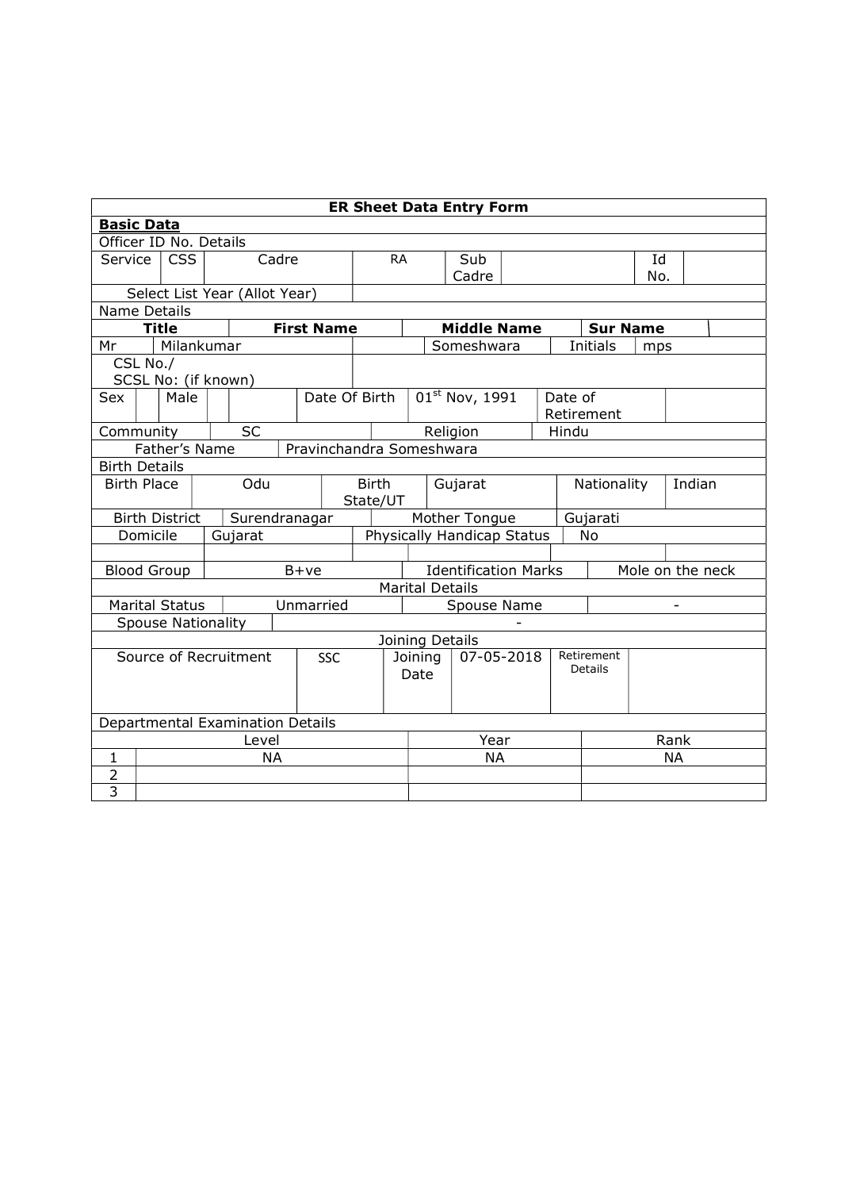| ER Sheet Data Entry Form | | | | | | | |
|---|---|---|---|---|---|---|---|
| **Basic Data** | | | | | | | |
| Officer ID No. Details | | | | | | | |
| Service | CSS | Cadre | RA | Sub Cadre | | Id No. | |
| Select List Year (Allot Year) | | | | | | | |
| Name Details | | | | | | | |
| **Title** | **First Name** | | **Middle Name** | | **Sur Name** | | |
| Mr | Milankumar | | Someshwara | | Initials | mps | |
| CSL No./ SCSL No: (if known) | | | | | | | |
| Sex | Male | | Date Of Birth | $01^{st}$ Nov, 1991 | Date of Retirement | | |
| Community | SC | | Religion | Hindu | | | |
| Father's Name | Pravinchandra Someshwara | | | | | | |
| Birth Details | | | | | | | |
| Birth Place | Odu | Birth State/UT | Gujarat | Nationality | Indian | | |
| Birth District | Surendranagar | | Mother Tongue | Gujarati | | | |
| Domicile | Gujarat | | Physically Handicap Status | No | | | |
| | | | | | | | |
| Blood Group | B+ve | | Identification Marks | Mole on the neck | | | |
| Marital Details | | | | | | | |
| Marital Status | Unmarried | | Spouse Name | - | | | |
| Spouse Nationality | - | | | | | | |
| Joining Details | | | | | | | |
| Source of Recruitment | SSC | Joining Date | 07-05-2018 | Retirement Details | | | |
| Departmental Examination Details | | | | | | | |
| | Level | | Year | | Rank | | |
| 1 | NA | | NA | | NA | | |
| 2 | | | | | | | |
| 3 | | | | | | | |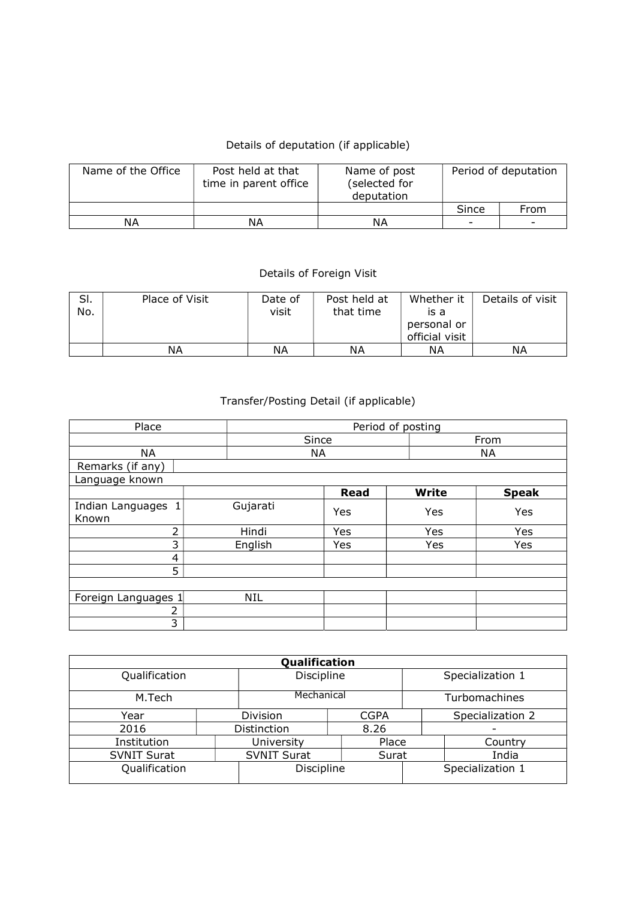Details of deputation (if applicable)

| Name of the Office | Post held at that time in parent office | Name of post (selected for deputation | Period of deputation | |
|---|---|---|---|---|
| | | | Since | From |
| NA | NA | NA | - | - |

Details of Foreign Visit

| Sl. No. | Place of Visit | Date of visit | Post held at that time | Whether it is a personal or official visit | Details of visit |
|---|---|---|---|---|---|
| | NA | NA | NA | NA | NA |

Transfer/Posting Detail (if applicable)

| Place | Period of posting | |
|---|---|---|
| | Since | From |
| NA | NA | NA |
| Remarks (if any) | | |

| Language known | | | | |
|---|---|---|---|---|
| | | **Read** | **Write** | **Speak** |
| Indian Languages Known 1 | Gujarati | Yes | Yes | Yes |
| 2 | Hindi | Yes | Yes | Yes |
| 3 | English | Yes | Yes | Yes |
| 4 | | | | |
| 5 | | | | |
| | | | | |
| Foreign Languages 1 | NIL | | | |
| 2 | | | | |
| 3 | | | | |

| **Qualification** | | | |
|---|---|---|---|
| Qualification | Discipline | Specialization 1 | |
| M.Tech | Mechanical | Turbomachines | |
| Year | Division | CGPA | Specialization 2 |
| 2016 | Distinction | 8.26 | - |
| Institution | University | Place | Country |
| SVNIT Surat | SVNIT Surat | Surat | India |
| Qualification | Discipline | Specialization 1 | |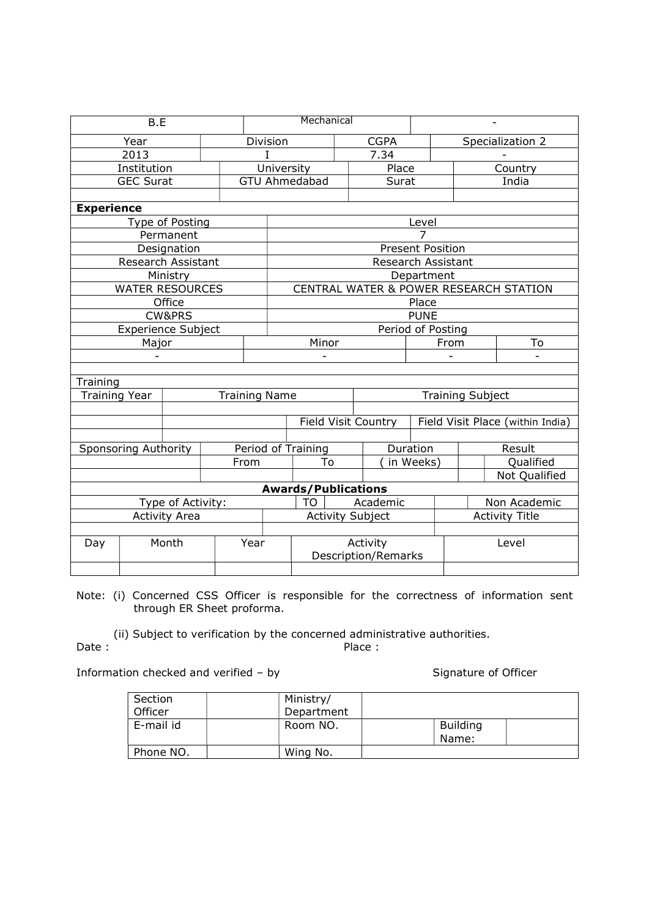| B.E | Mechanical | - |
|---|---|---|

| Year | Division | CGPA | Specialization 2 |
|---|---|---|---|
| 2013 | I | 7.34 | - |

| Institution | University | Place | Country |
|---|---|---|---|
| GEC Surat | GTU Ahmedabad | Surat | India |
| | | | |

**Experience**

| | |
|---|---|
| Type of Posting | Level |
| Permanent | 7 |
| Designation | Present Position |
| Research Assistant | Research Assistant |
| Ministry | Department |
| WATER RESOURCES | CENTRAL WATER & POWER RESEARCH STATION |
| Office | Place |
| CW&PRS | PUNE |
| Experience Subject | Period of Posting |

| Major | Minor | From | To |
|---|---|---|---|
| - | - | - | - |

Training

| Training Year | Training Name | | Training Subject |
|---|---|---|---|
| | | | |
| | | Field Visit Country | Field Visit Place (within India) |
| | | | |

| Sponsoring Authority | Period of Training | | Duration | | Result |
|---|---|---|---|---|---|
| | From | To | ( in Weeks) | | Qualified |
| | | | | | Not Qualified |

**Awards/Publications**

| Type of Activity: | TO | Academic | | Non Academic |
|---|---|---|---|---|
| Activity Area | Activity Subject | | Activity Title | |
| | | | | |

| Day | Month | Year | Activity Description/Remarks | Level |
|---|---|---|---|---|
| | | | | |

Note: (i) Concerned CSS Officer is responsible for the correctness of information sent through ER Sheet proforma.

(ii) Subject to verification by the concerned administrative authorities.

Date : Place :

Information checked and verified – by Signature of Officer

| Section Officer | | Ministry/ Department | | | |
|---|---|---|---|---|---|
| E-mail id | | Room NO. | | Building Name: | |
| Phone NO. | | Wing No. | | | |